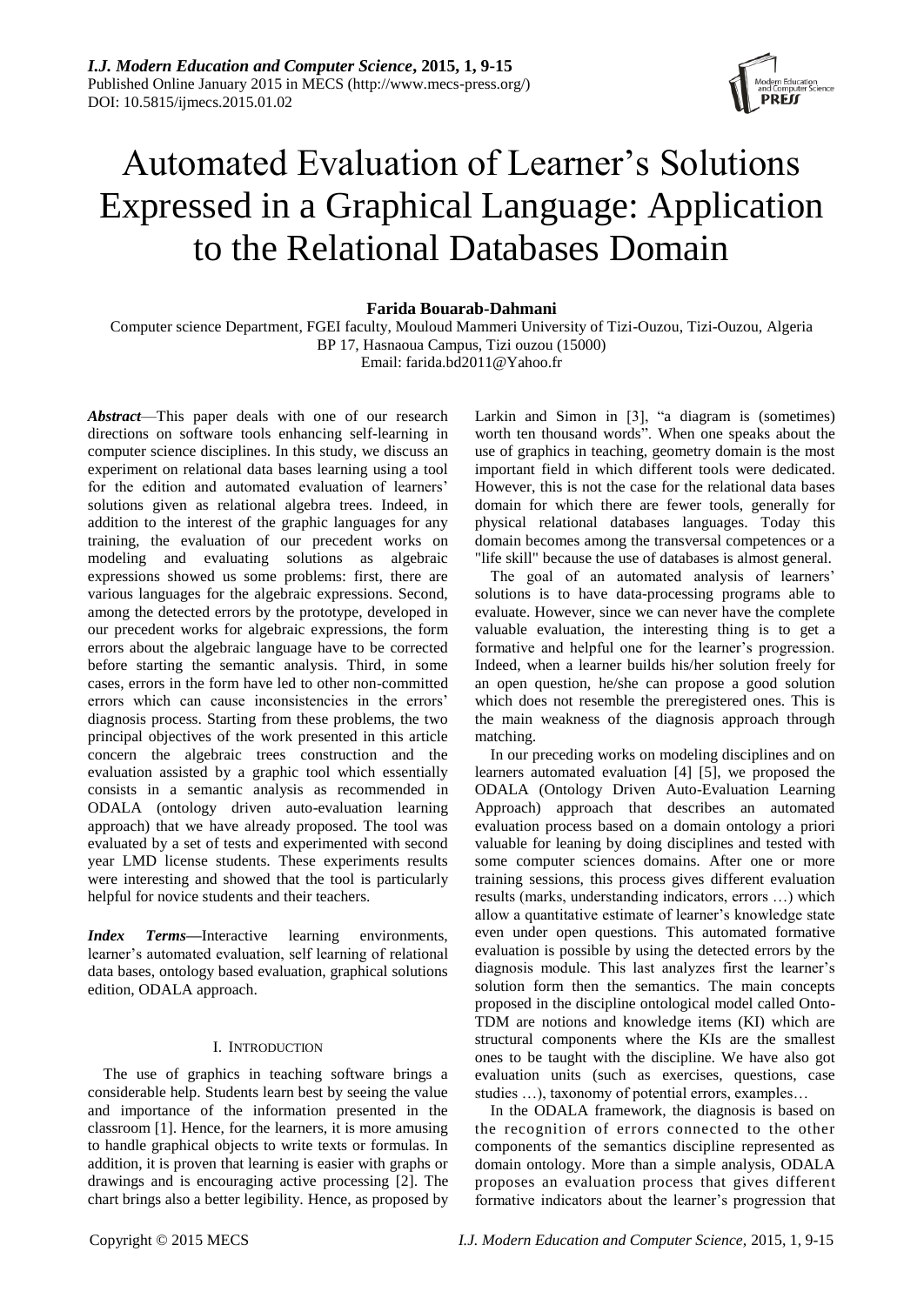# Automated Evaluation of Learner's Solutions Expressed in a Graphical Language: Application to the Relational Databases Domain

**Farida Bouarab-Dahmani**

Computer science Department, FGEI faculty, Mouloud Mammeri University of Tizi-Ouzou, Tizi-Ouzou, Algeria
BP 17, Hasnaoua Campus, Tizi ouzou (15000)
Email: farida.bd2011@Yahoo.fr

***Abstract***—This paper deals with one of our research directions on software tools enhancing self-learning in computer science disciplines. In this study, we discuss an experiment on relational data bases learning using a tool for the edition and automated evaluation of learners' solutions given as relational algebra trees. Indeed, in addition to the interest of the graphic languages for any training, the evaluation of our precedent works on modeling and evaluating solutions as algebraic expressions showed us some problems: first, there are various languages for the algebraic expressions. Second, among the detected errors by the prototype, developed in our precedent works for algebraic expressions, the form errors about the algebraic language have to be corrected before starting the semantic analysis. Third, in some cases, errors in the form have led to other non-committed errors which can cause inconsistencies in the errors' diagnosis process. Starting from these problems, the two principal objectives of the work presented in this article concern the algebraic trees construction and the evaluation assisted by a graphic tool which essentially consists in a semantic analysis as recommended in ODALA (ontology driven auto-evaluation learning approach) that we have already proposed. The tool was evaluated by a set of tests and experimented with second year LMD license students. These experiments results were interesting and showed that the tool is particularly helpful for novice students and their teachers.

***Index Terms***—Interactive learning environments, learner's automated evaluation, self learning of relational data bases, ontology based evaluation, graphical solutions edition, ODALA approach.

## I. Introduction

The use of graphics in teaching software brings a considerable help. Students learn best by seeing the value and importance of the information presented in the classroom [1]. Hence, for the learners, it is more amusing to handle graphical objects to write texts or formulas. In addition, it is proven that learning is easier with graphs or drawings and is encouraging active processing [2]. The chart brings also a better legibility. Hence, as proposed by Larkin and Simon in [3], "a diagram is (sometimes) worth ten thousand words". When one speaks about the use of graphics in teaching, geometry domain is the most important field in which different tools were dedicated. However, this is not the case for the relational data bases domain for which there are fewer tools, generally for physical relational databases languages. Today this domain becomes among the transversal competences or a "life skill" because the use of databases is almost general.

The goal of an automated analysis of learners' solutions is to have data-processing programs able to evaluate. However, since we can never have the complete valuable evaluation, the interesting thing is to get a formative and helpful one for the learner's progression. Indeed, when a learner builds his/her solution freely for an open question, he/she can propose a good solution which does not resemble the preregistered ones. This is the main weakness of the diagnosis approach through matching.

In our preceding works on modeling disciplines and on learners automated evaluation [4] [5], we proposed the ODALA (Ontology Driven Auto-Evaluation Learning Approach) approach that describes an automated evaluation process based on a domain ontology a priori valuable for leaning by doing disciplines and tested with some computer sciences domains. After one or more training sessions, this process gives different evaluation results (marks, understanding indicators, errors …) which allow a quantitative estimate of learner's knowledge state even under open questions. This automated formative evaluation is possible by using the detected errors by the diagnosis module. This last analyzes first the learner's solution form then the semantics. The main concepts proposed in the discipline ontological model called Onto-TDM are notions and knowledge items (KI) which are structural components where the KIs are the smallest ones to be taught with the discipline. We have also got evaluation units (such as exercises, questions, case studies …), taxonomy of potential errors, examples…

In the ODALA framework, the diagnosis is based on the recognition of errors connected to the other components of the semantics discipline represented as domain ontology. More than a simple analysis, ODALA proposes an evaluation process that gives different formative indicators about the learner's progression that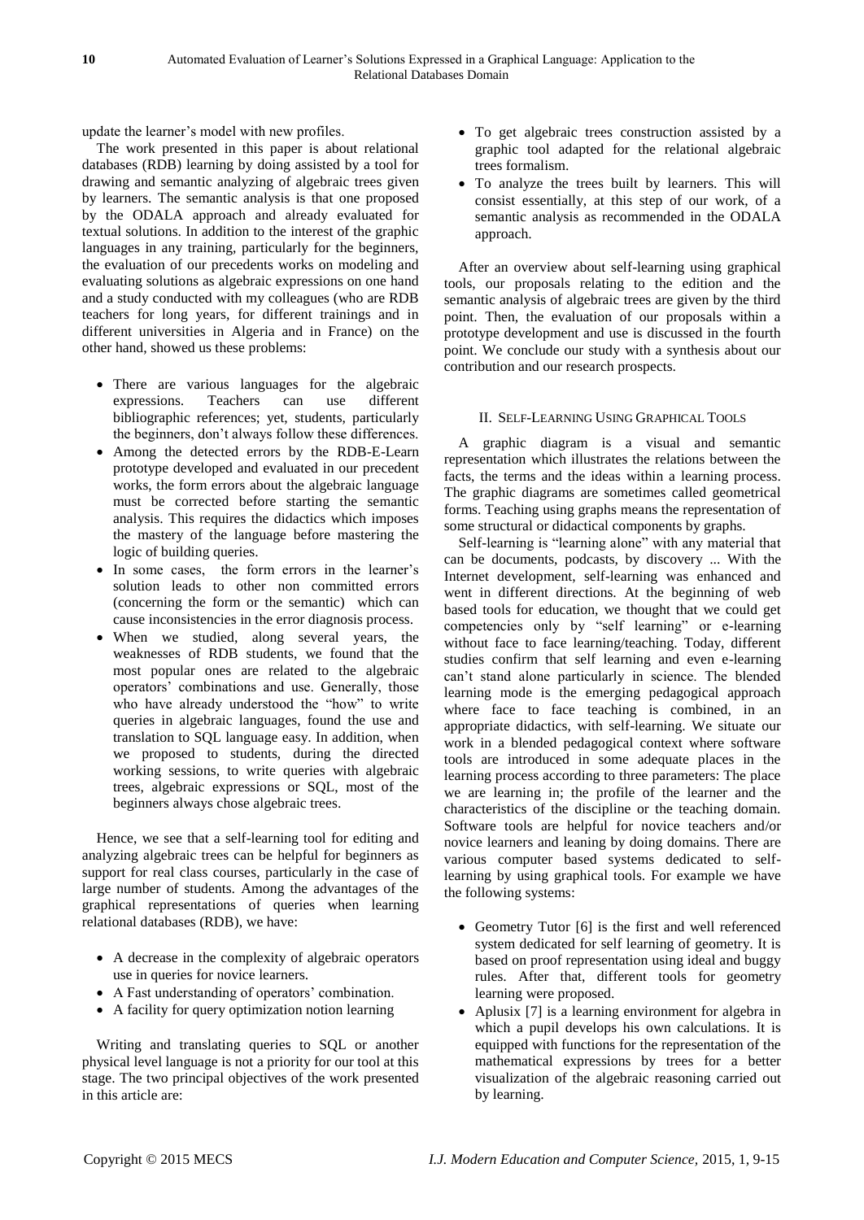update the learner's model with new profiles.

The work presented in this paper is about relational databases (RDB) learning by doing assisted by a tool for drawing and semantic analyzing of algebraic trees given by learners. The semantic analysis is that one proposed by the ODALA approach and already evaluated for textual solutions. In addition to the interest of the graphic languages in any training, particularly for the beginners, the evaluation of our precedents works on modeling and evaluating solutions as algebraic expressions on one hand and a study conducted with my colleagues (who are RDB teachers for long years, for different trainings and in different universities in Algeria and in France) on the other hand, showed us these problems:

- There are various languages for the algebraic expressions. Teachers can use different bibliographic references; yet, students, particularly the beginners, don't always follow these differences.
- Among the detected errors by the RDB-E-Learn prototype developed and evaluated in our precedent works, the form errors about the algebraic language must be corrected before starting the semantic analysis. This requires the didactics which imposes the mastery of the language before mastering the logic of building queries.
- In some cases, the form errors in the learner's solution leads to other non committed errors (concerning the form or the semantic) which can cause inconsistencies in the error diagnosis process.
- When we studied, along several years, the weaknesses of RDB students, we found that the most popular ones are related to the algebraic operators' combinations and use. Generally, those who have already understood the "how" to write queries in algebraic languages, found the use and translation to SQL language easy. In addition, when we proposed to students, during the directed working sessions, to write queries with algebraic trees, algebraic expressions or SQL, most of the beginners always chose algebraic trees.

Hence, we see that a self-learning tool for editing and analyzing algebraic trees can be helpful for beginners as support for real class courses, particularly in the case of large number of students. Among the advantages of the graphical representations of queries when learning relational databases (RDB), we have:

- A decrease in the complexity of algebraic operators use in queries for novice learners.
- A Fast understanding of operators' combination.
- A facility for query optimization notion learning

Writing and translating queries to SQL or another physical level language is not a priority for our tool at this stage. The two principal objectives of the work presented in this article are:

- To get algebraic trees construction assisted by a graphic tool adapted for the relational algebraic trees formalism.
- To analyze the trees built by learners. This will consist essentially, at this step of our work, of a semantic analysis as recommended in the ODALA approach.

After an overview about self-learning using graphical tools, our proposals relating to the edition and the semantic analysis of algebraic trees are given by the third point. Then, the evaluation of our proposals within a prototype development and use is discussed in the fourth point. We conclude our study with a synthesis about our contribution and our research prospects.

## II. Self-Learning Using Graphical Tools

A graphic diagram is a visual and semantic representation which illustrates the relations between the facts, the terms and the ideas within a learning process. The graphic diagrams are sometimes called geometrical forms. Teaching using graphs means the representation of some structural or didactical components by graphs.

Self-learning is "learning alone" with any material that can be documents, podcasts, by discovery ... With the Internet development, self-learning was enhanced and went in different directions. At the beginning of web based tools for education, we thought that we could get competencies only by "self learning" or e-learning without face to face learning/teaching. Today, different studies confirm that self learning and even e-learning can't stand alone particularly in science. The blended learning mode is the emerging pedagogical approach where face to face teaching is combined, in an appropriate didactics, with self-learning. We situate our work in a blended pedagogical context where software tools are introduced in some adequate places in the learning process according to three parameters: The place we are learning in; the profile of the learner and the characteristics of the discipline or the teaching domain. Software tools are helpful for novice teachers and/or novice learners and leaning by doing domains. There are various computer based systems dedicated to self-learning by using graphical tools. For example we have the following systems:

- Geometry Tutor [6] is the first and well referenced system dedicated for self learning of geometry. It is based on proof representation using ideal and buggy rules. After that, different tools for geometry learning were proposed.
- Aplusix [7] is a learning environment for algebra in which a pupil develops his own calculations. It is equipped with functions for the representation of the mathematical expressions by trees for a better visualization of the algebraic reasoning carried out by learning.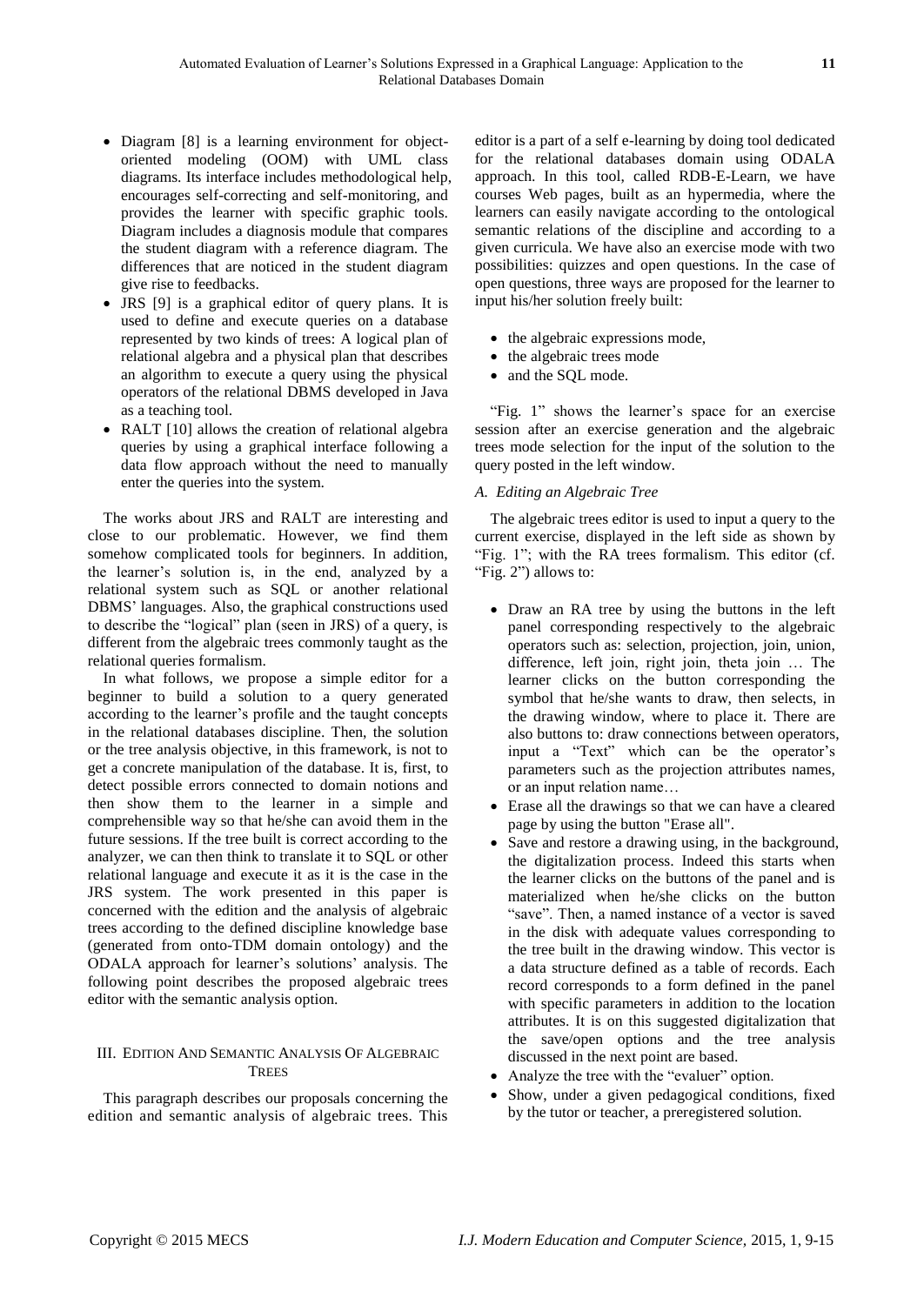- Diagram [8] is a learning environment for object-oriented modeling (OOM) with UML class diagrams. Its interface includes methodological help, encourages self-correcting and self-monitoring, and provides the learner with specific graphic tools. Diagram includes a diagnosis module that compares the student diagram with a reference diagram. The differences that are noticed in the student diagram give rise to feedbacks.
- JRS [9] is a graphical editor of query plans. It is used to define and execute queries on a database represented by two kinds of trees: A logical plan of relational algebra and a physical plan that describes an algorithm to execute a query using the physical operators of the relational DBMS developed in Java as a teaching tool.
- RALT [10] allows the creation of relational algebra queries by using a graphical interface following a data flow approach without the need to manually enter the queries into the system.

The works about JRS and RALT are interesting and close to our problematic. However, we find them somehow complicated tools for beginners. In addition, the learner's solution is, in the end, analyzed by a relational system such as SQL or another relational DBMS' languages. Also, the graphical constructions used to describe the "logical" plan (seen in JRS) of a query, is different from the algebraic trees commonly taught as the relational queries formalism.

In what follows, we propose a simple editor for a beginner to build a solution to a query generated according to the learner's profile and the taught concepts in the relational databases discipline. Then, the solution or the tree analysis objective, in this framework, is not to get a concrete manipulation of the database. It is, first, to detect possible errors connected to domain notions and then show them to the learner in a simple and comprehensible way so that he/she can avoid them in the future sessions. If the tree built is correct according to the analyzer, we can then think to translate it to SQL or other relational language and execute it as it is the case in the JRS system. The work presented in this paper is concerned with the edition and the analysis of algebraic trees according to the defined discipline knowledge base (generated from onto-TDM domain ontology) and the ODALA approach for learner's solutions' analysis. The following point describes the proposed algebraic trees editor with the semantic analysis option.

## III. Edition And Semantic Analysis Of Algebraic Trees

This paragraph describes our proposals concerning the edition and semantic analysis of algebraic trees. This editor is a part of a self e-learning by doing tool dedicated for the relational databases domain using ODALA approach. In this tool, called RDB-E-Learn, we have courses Web pages, built as an hypermedia, where the learners can easily navigate according to the ontological semantic relations of the discipline and according to a given curricula. We have also an exercise mode with two possibilities: quizzes and open questions. In the case of open questions, three ways are proposed for the learner to input his/her solution freely built:

- the algebraic expressions mode,
- the algebraic trees mode
- and the SQL mode.

"Fig. 1" shows the learner's space for an exercise session after an exercise generation and the algebraic trees mode selection for the input of the solution to the query posted in the left window.

### A. Editing an Algebraic Tree

The algebraic trees editor is used to input a query to the current exercise, displayed in the left side as shown by "Fig. 1"; with the RA trees formalism. This editor (cf. "Fig. 2") allows to:

- Draw an RA tree by using the buttons in the left panel corresponding respectively to the algebraic operators such as: selection, projection, join, union, difference, left join, right join, theta join … The learner clicks on the button corresponding the symbol that he/she wants to draw, then selects, in the drawing window, where to place it. There are also buttons to: draw connections between operators, input a "Text" which can be the operator's parameters such as the projection attributes names, or an input relation name…
- Erase all the drawings so that we can have a cleared page by using the button "Erase all".
- Save and restore a drawing using, in the background, the digitalization process. Indeed this starts when the learner clicks on the buttons of the panel and is materialized when he/she clicks on the button "save". Then, a named instance of a vector is saved in the disk with adequate values corresponding to the tree built in the drawing window. This vector is a data structure defined as a table of records. Each record corresponds to a form defined in the panel with specific parameters in addition to the location attributes. It is on this suggested digitalization that the save/open options and the tree analysis discussed in the next point are based.
- Analyze the tree with the "evaluer" option.
- Show, under a given pedagogical conditions, fixed by the tutor or teacher, a preregistered solution.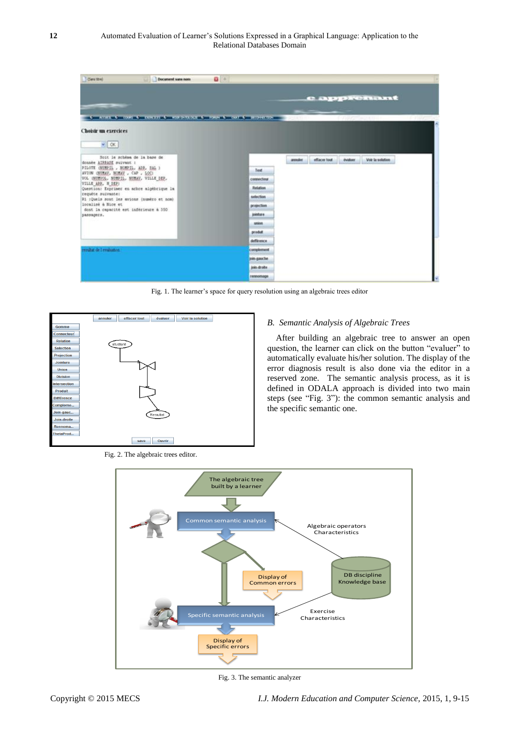Fig. 1. The learner's space for query resolution using an algebraic trees editor

Fig. 2. The algebraic trees editor.

### B. Semantic Analysis of Algebraic Trees

After building an algebraic tree to answer an open question, the learner can click on the button "evaluer" to automatically evaluate his/her solution. The display of the error diagnosis result is also done via the editor in a reserved zone. The semantic analysis process, as it is defined in ODALA approach is divided into two main steps (see "Fig. 3"): the common semantic analysis and the specific semantic one.

Fig. 3. The semantic analyzer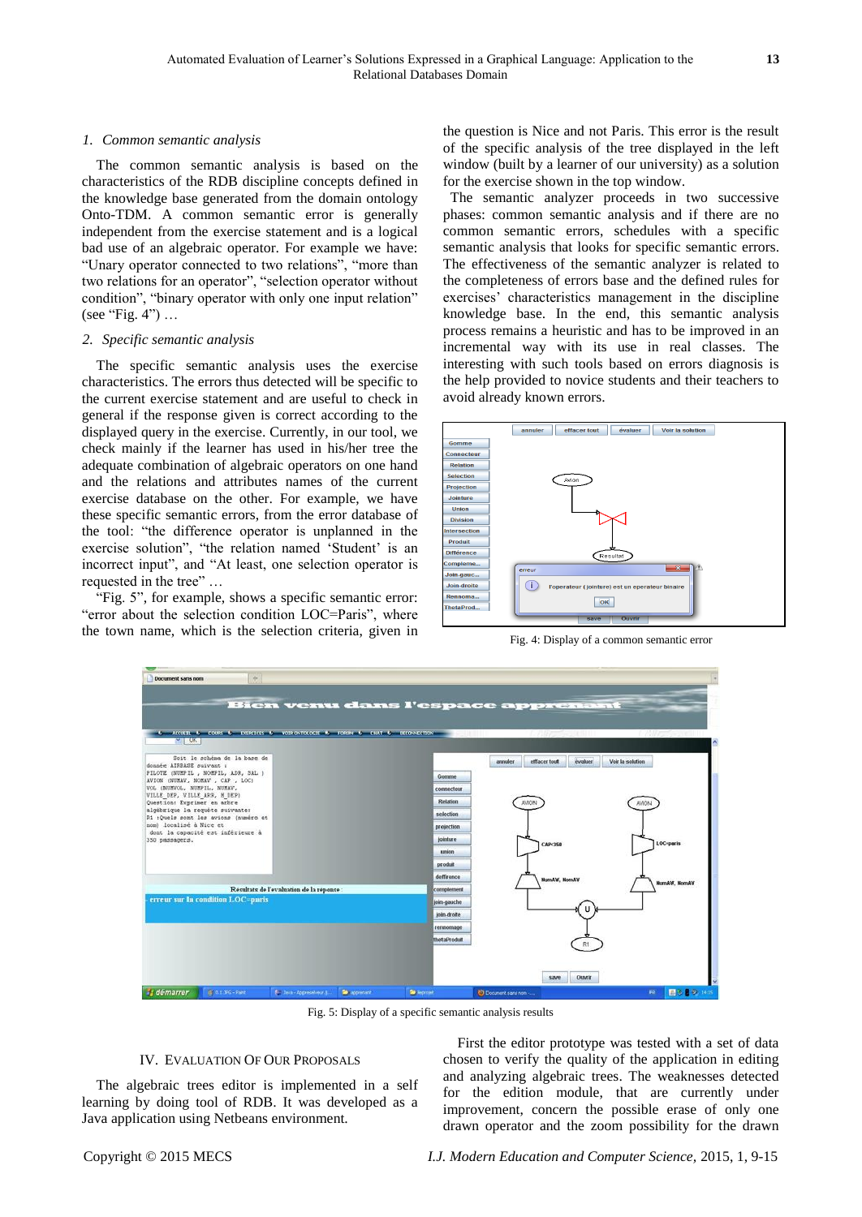### 1. *Common semantic analysis*

The common semantic analysis is based on the characteristics of the RDB discipline concepts defined in the knowledge base generated from the domain ontology Onto-TDM. A common semantic error is generally independent from the exercise statement and is a logical bad use of an algebraic operator. For example we have: "Unary operator connected to two relations", "more than two relations for an operator", "selection operator without condition", "binary operator with only one input relation" (see "Fig. 4") …

### 2. *Specific semantic analysis*

The specific semantic analysis uses the exercise characteristics. The errors thus detected will be specific to the current exercise statement and are useful to check in general if the response given is correct according to the displayed query in the exercise. Currently, in our tool, we check mainly if the learner has used in his/her tree the adequate combination of algebraic operators on one hand and the relations and attributes names of the current exercise database on the other. For example, we have these specific semantic errors, from the error database of the tool: "the difference operator is unplanned in the exercise solution", "the relation named 'Student' is an incorrect input", and "At least, one selection operator is requested in the tree" …

"Fig. 5", for example, shows a specific semantic error: "error about the selection condition LOC=Paris", where the town name, which is the selection criteria, given in the question is Nice and not Paris. This error is the result of the specific analysis of the tree displayed in the left window (built by a learner of our university) as a solution for the exercise shown in the top window.

The semantic analyzer proceeds in two successive phases: common semantic analysis and if there are no common semantic errors, schedules with a specific semantic analysis that looks for specific semantic errors. The effectiveness of the semantic analyzer is related to the completeness of errors base and the defined rules for exercises' characteristics management in the discipline knowledge base. In the end, this semantic analysis process remains a heuristic and has to be improved in an incremental way with its use in real classes. The interesting with such tools based on errors diagnosis is the help provided to novice students and their teachers to avoid already known errors.

Fig. 4: Display of a common semantic error

Fig. 5: Display of a specific semantic analysis results

## IV. Evaluation Of Our Proposals

The algebraic trees editor is implemented in a self learning by doing tool of RDB. It was developed as a Java application using Netbeans environment.

First the editor prototype was tested with a set of data chosen to verify the quality of the application in editing and analyzing algebraic trees. The weaknesses detected for the edition module, that are currently under improvement, concern the possible erase of only one drawn operator and the zoom possibility for the drawn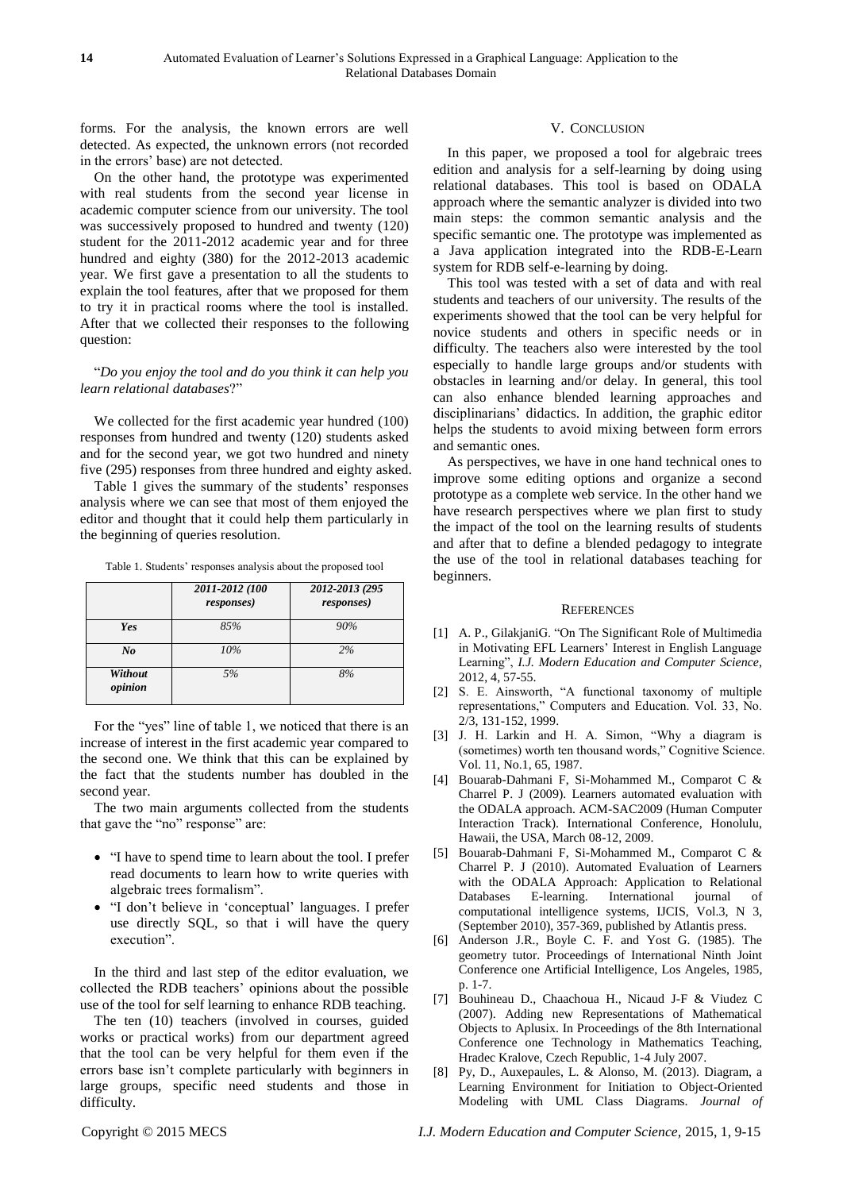forms. For the analysis, the known errors are well detected. As expected, the unknown errors (not recorded in the errors' base) are not detected.

On the other hand, the prototype was experimented with real students from the second year license in academic computer science from our university. The tool was successively proposed to hundred and twenty (120) student for the 2011-2012 academic year and for three hundred and eighty (380) for the 2012-2013 academic year. We first gave a presentation to all the students to explain the tool features, after that we proposed for them to try it in practical rooms where the tool is installed. After that we collected their responses to the following question:

"*Do you enjoy the tool and do you think it can help you learn relational databases*?"

We collected for the first academic year hundred (100) responses from hundred and twenty (120) students asked and for the second year, we got two hundred and ninety five (295) responses from three hundred and eighty asked.

Table 1 gives the summary of the students' responses analysis where we can see that most of them enjoyed the editor and thought that it could help them particularly in the beginning of queries resolution.

Table 1. Students' responses analysis about the proposed tool

| | *2011-2012 (100 responses)* | *2012-2013 (295 responses)* |
|---|---|---|
| ***Yes*** | *85%* | *90%* |
| ***No*** | *10%* | *2%* |
| ***Without opinion*** | *5%* | *8%* |

For the "yes" line of table 1, we noticed that there is an increase of interest in the first academic year compared to the second one. We think that this can be explained by the fact that the students number has doubled in the second year.

The two main arguments collected from the students that gave the "no" response" are:

- "I have to spend time to learn about the tool. I prefer read documents to learn how to write queries with algebraic trees formalism".
- "I don't believe in 'conceptual' languages. I prefer use directly SQL, so that i will have the query execution".

In the third and last step of the editor evaluation, we collected the RDB teachers' opinions about the possible use of the tool for self learning to enhance RDB teaching.

The ten (10) teachers (involved in courses, guided works or practical works) from our department agreed that the tool can be very helpful for them even if the errors base isn't complete particularly with beginners in large groups, specific need students and those in difficulty.

## V. Conclusion

In this paper, we proposed a tool for algebraic trees edition and analysis for a self-learning by doing using relational databases. This tool is based on ODALA approach where the semantic analyzer is divided into two main steps: the common semantic analysis and the specific semantic one. The prototype was implemented as a Java application integrated into the RDB-E-Learn system for RDB self-e-learning by doing.

This tool was tested with a set of data and with real students and teachers of our university. The results of the experiments showed that the tool can be very helpful for novice students and others in specific needs or in difficulty. The teachers also were interested by the tool especially to handle large groups and/or students with obstacles in learning and/or delay. In general, this tool can also enhance blended learning approaches and disciplinarians' didactics. In addition, the graphic editor helps the students to avoid mixing between form errors and semantic ones.

As perspectives, we have in one hand technical ones to improve some editing options and organize a second prototype as a complete web service. In the other hand we have research perspectives where we plan first to study the impact of the tool on the learning results of students and after that to define a blended pedagogy to integrate the use of the tool in relational databases teaching for beginners.

## References

[1] A. P., GilakjaniG. "On The Significant Role of Multimedia in Motivating EFL Learners' Interest in English Language Learning", *I.J. Modern Education and Computer Science*, 2012, 4, 57-55.

[2] S. E. Ainsworth, "A functional taxonomy of multiple representations," Computers and Education. Vol. 33, No. 2/3, 131-152, 1999.

[3] J. H. Larkin and H. A. Simon, "Why a diagram is (sometimes) worth ten thousand words," Cognitive Science. Vol. 11, No.1, 65, 1987.

[4] Bouarab-Dahmani F, Si-Mohammed M., Comparot C & Charrel P. J (2009). Learners automated evaluation with the ODALA approach. ACM-SAC2009 (Human Computer Interaction Track). International Conference, Honolulu, Hawaii, the USA, March 08-12, 2009.

[5] Bouarab-Dahmani F, Si-Mohammed M., Comparot C & Charrel P. J (2010). Automated Evaluation of Learners with the ODALA Approach: Application to Relational Databases E-learning. International journal of computational intelligence systems, IJCIS, Vol.3, N 3, (September 2010), 357-369, published by Atlantis press.

[6] Anderson J.R., Boyle C. F. and Yost G. (1985). The geometry tutor. Proceedings of International Ninth Joint Conference one Artificial Intelligence, Los Angeles, 1985, p. 1-7.

[7] Bouhineau D., Chaachoua H., Nicaud J-F & Viudez C (2007). Adding new Representations of Mathematical Objects to Aplusix. In Proceedings of the 8th International Conference one Technology in Mathematics Teaching, Hradec Kralove, Czech Republic, 1-4 July 2007.

[8] Py, D., Auxepaules, L. & Alonso, M. (2013). Diagram, a Learning Environment for Initiation to Object-Oriented Modeling with UML Class Diagrams. *Journal of*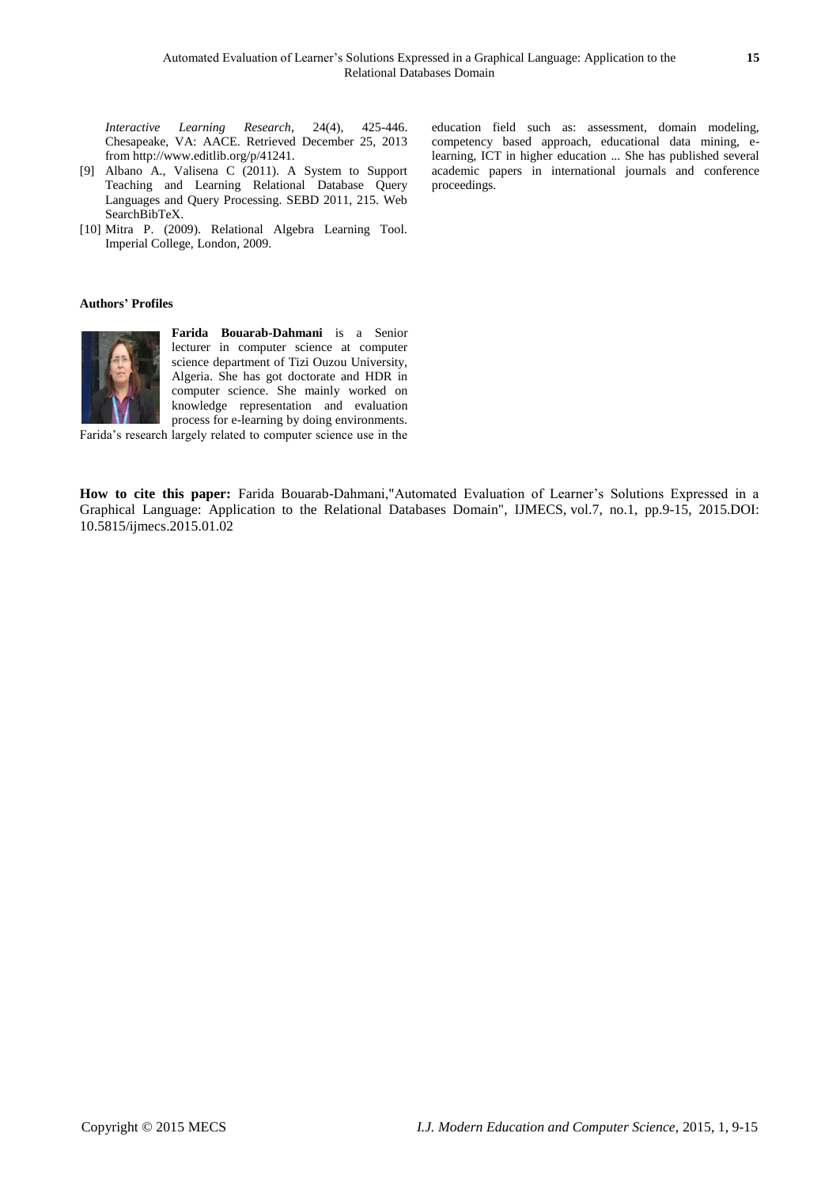*Interactive Learning Research*, 24(4), 425-446. Chesapeake, VA: AACE. Retrieved December 25, 2013 from http://www.editlib.org/p/41241.

[9] Albano A., Valisena C (2011). A System to Support Teaching and Learning Relational Database Query Languages and Query Processing. SEBD 2011, 215. Web SearchBibTeX.

[10] Mitra P. (2009). Relational Algebra Learning Tool. Imperial College, London, 2009.

**Authors' Profiles**

**Farida Bouarab-Dahmani** is a Senior lecturer in computer science at computer science department of Tizi Ouzou University, Algeria. She has got doctorate and HDR in computer science. She mainly worked on knowledge representation and evaluation process for e-learning by doing environments. Farida's research largely related to computer science use in the education field such as: assessment, domain modeling, competency based approach, educational data mining, e-learning, ICT in higher education ... She has published several academic papers in international journals and conference proceedings.

**How to cite this paper:** Farida Bouarab-Dahmani,"Automated Evaluation of Learner's Solutions Expressed in a Graphical Language: Application to the Relational Databases Domain", IJMECS, vol.7, no.1, pp.9-15, 2015.DOI: 10.5815/ijmecs.2015.01.02